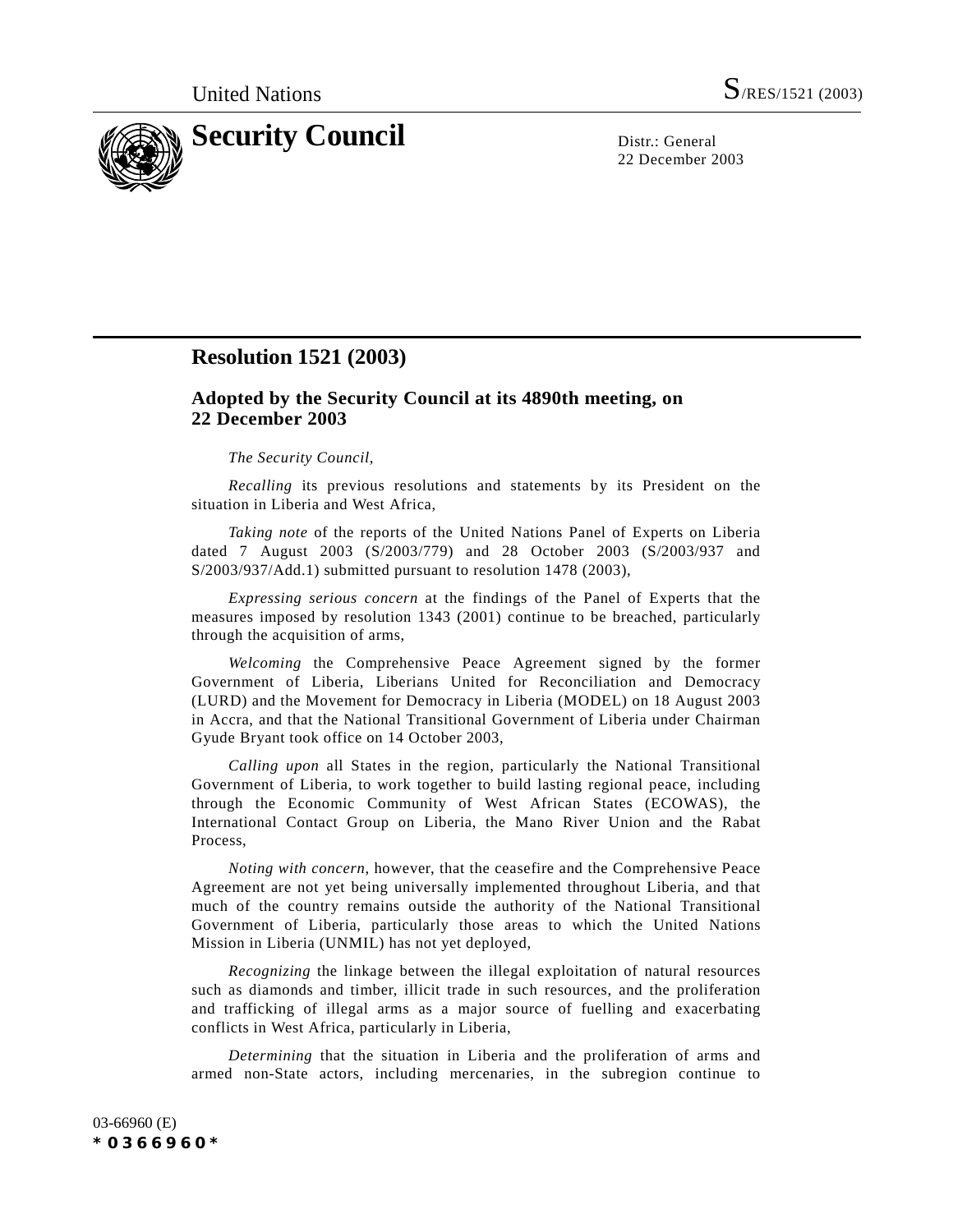United Nations S/RES/1521 (2003)

# Security Council

Distr.: General
22 December 2003

## Resolution 1521 (2003)

### Adopted by the Security Council at its 4890th meeting, on 22 December 2003

*The Security Council*,

*Recalling* its previous resolutions and statements by its President on the situation in Liberia and West Africa,

*Taking note* of the reports of the United Nations Panel of Experts on Liberia dated 7 August 2003 (S/2003/779) and 28 October 2003 (S/2003/937 and S/2003/937/Add.1) submitted pursuant to resolution 1478 (2003),

*Expressing serious concern* at the findings of the Panel of Experts that the measures imposed by resolution 1343 (2001) continue to be breached, particularly through the acquisition of arms,

*Welcoming* the Comprehensive Peace Agreement signed by the former Government of Liberia, Liberians United for Reconciliation and Democracy (LURD) and the Movement for Democracy in Liberia (MODEL) on 18 August 2003 in Accra, and that the National Transitional Government of Liberia under Chairman Gyude Bryant took office on 14 October 2003,

*Calling upon* all States in the region, particularly the National Transitional Government of Liberia, to work together to build lasting regional peace, including through the Economic Community of West African States (ECOWAS), the International Contact Group on Liberia, the Mano River Union and the Rabat Process,

*Noting with concern*, however, that the ceasefire and the Comprehensive Peace Agreement are not yet being universally implemented throughout Liberia, and that much of the country remains outside the authority of the National Transitional Government of Liberia, particularly those areas to which the United Nations Mission in Liberia (UNMIL) has not yet deployed,

*Recognizing* the linkage between the illegal exploitation of natural resources such as diamonds and timber, illicit trade in such resources, and the proliferation and trafficking of illegal arms as a major source of fuelling and exacerbating conflicts in West Africa, particularly in Liberia,

*Determining* that the situation in Liberia and the proliferation of arms and armed non-State actors, including mercenaries, in the subregion continue to

03-66960 (E)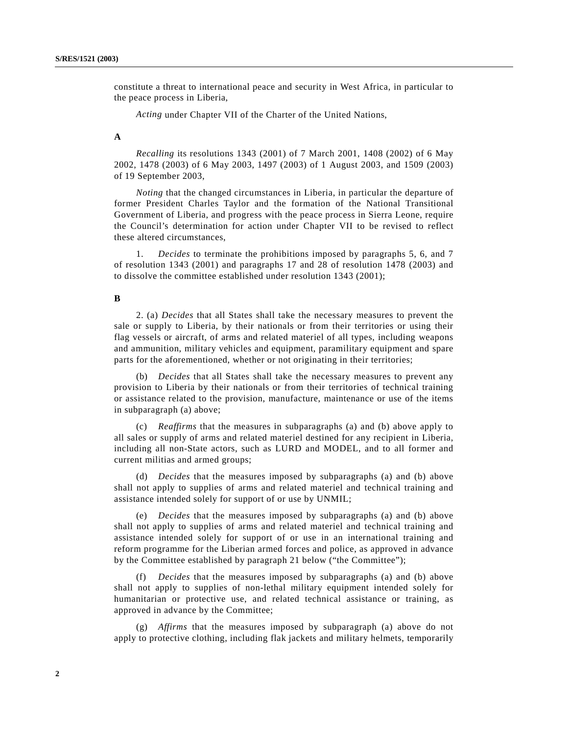constitute a threat to international peace and security in West Africa, in particular to the peace process in Liberia,

*Acting* under Chapter VII of the Charter of the United Nations,

**A**

*Recalling* its resolutions 1343 (2001) of 7 March 2001, 1408 (2002) of 6 May 2002, 1478 (2003) of 6 May 2003, 1497 (2003) of 1 August 2003, and 1509 (2003) of 19 September 2003,

*Noting* that the changed circumstances in Liberia, in particular the departure of former President Charles Taylor and the formation of the National Transitional Government of Liberia, and progress with the peace process in Sierra Leone, require the Council's determination for action under Chapter VII to be revised to reflect these altered circumstances,

1. *Decides* to terminate the prohibitions imposed by paragraphs 5, 6, and 7 of resolution 1343 (2001) and paragraphs 17 and 28 of resolution 1478 (2003) and to dissolve the committee established under resolution 1343 (2001);

**B**

2. (a) *Decides* that all States shall take the necessary measures to prevent the sale or supply to Liberia, by their nationals or from their territories or using their flag vessels or aircraft, of arms and related materiel of all types, including weapons and ammunition, military vehicles and equipment, paramilitary equipment and spare parts for the aforementioned, whether or not originating in their territories;

(b) *Decides* that all States shall take the necessary measures to prevent any provision to Liberia by their nationals or from their territories of technical training or assistance related to the provision, manufacture, maintenance or use of the items in subparagraph (a) above;

(c) *Reaffirms* that the measures in subparagraphs (a) and (b) above apply to all sales or supply of arms and related materiel destined for any recipient in Liberia, including all non-State actors, such as LURD and MODEL, and to all former and current militias and armed groups;

(d) *Decides* that the measures imposed by subparagraphs (a) and (b) above shall not apply to supplies of arms and related materiel and technical training and assistance intended solely for support of or use by UNMIL;

(e) *Decides* that the measures imposed by subparagraphs (a) and (b) above shall not apply to supplies of arms and related materiel and technical training and assistance intended solely for support of or use in an international training and reform programme for the Liberian armed forces and police, as approved in advance by the Committee established by paragraph 21 below ("the Committee");

(f) *Decides* that the measures imposed by subparagraphs (a) and (b) above shall not apply to supplies of non-lethal military equipment intended solely for humanitarian or protective use, and related technical assistance or training, as approved in advance by the Committee;

(g) *Affirms* that the measures imposed by subparagraph (a) above do not apply to protective clothing, including flak jackets and military helmets, temporarily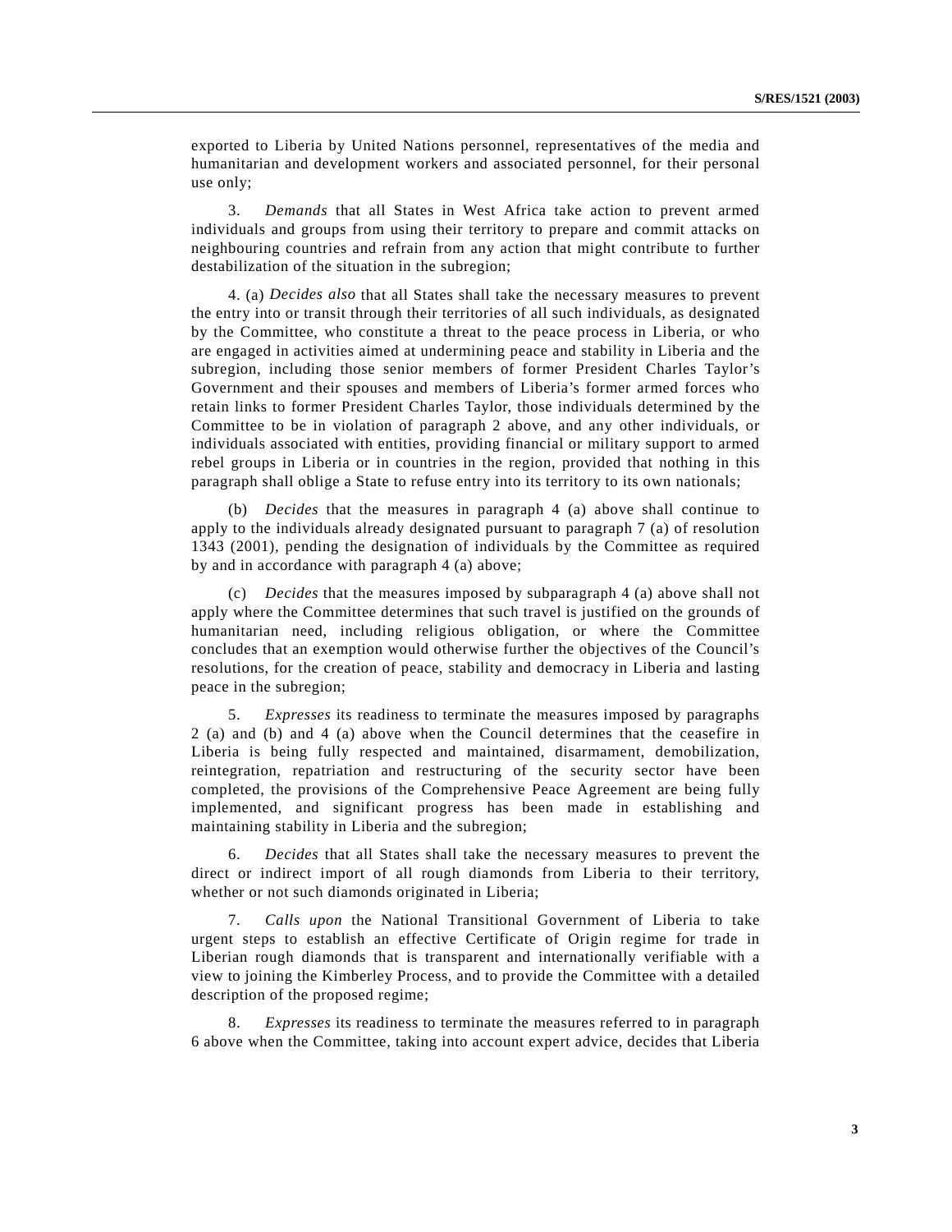exported to Liberia by United Nations personnel, representatives of the media and humanitarian and development workers and associated personnel, for their personal use only;

3. *Demands* that all States in West Africa take action to prevent armed individuals and groups from using their territory to prepare and commit attacks on neighbouring countries and refrain from any action that might contribute to further destabilization of the situation in the subregion;

4. (a) *Decides also* that all States shall take the necessary measures to prevent the entry into or transit through their territories of all such individuals, as designated by the Committee, who constitute a threat to the peace process in Liberia, or who are engaged in activities aimed at undermining peace and stability in Liberia and the subregion, including those senior members of former President Charles Taylor's Government and their spouses and members of Liberia's former armed forces who retain links to former President Charles Taylor, those individuals determined by the Committee to be in violation of paragraph 2 above, and any other individuals, or individuals associated with entities, providing financial or military support to armed rebel groups in Liberia or in countries in the region, provided that nothing in this paragraph shall oblige a State to refuse entry into its territory to its own nationals;

(b) *Decides* that the measures in paragraph 4 (a) above shall continue to apply to the individuals already designated pursuant to paragraph 7 (a) of resolution 1343 (2001), pending the designation of individuals by the Committee as required by and in accordance with paragraph 4 (a) above;

(c) *Decides* that the measures imposed by subparagraph 4 (a) above shall not apply where the Committee determines that such travel is justified on the grounds of humanitarian need, including religious obligation, or where the Committee concludes that an exemption would otherwise further the objectives of the Council's resolutions, for the creation of peace, stability and democracy in Liberia and lasting peace in the subregion;

5. *Expresses* its readiness to terminate the measures imposed by paragraphs 2 (a) and (b) and 4 (a) above when the Council determines that the ceasefire in Liberia is being fully respected and maintained, disarmament, demobilization, reintegration, repatriation and restructuring of the security sector have been completed, the provisions of the Comprehensive Peace Agreement are being fully implemented, and significant progress has been made in establishing and maintaining stability in Liberia and the subregion;

6. *Decides* that all States shall take the necessary measures to prevent the direct or indirect import of all rough diamonds from Liberia to their territory, whether or not such diamonds originated in Liberia;

7. *Calls upon* the National Transitional Government of Liberia to take urgent steps to establish an effective Certificate of Origin regime for trade in Liberian rough diamonds that is transparent and internationally verifiable with a view to joining the Kimberley Process, and to provide the Committee with a detailed description of the proposed regime;

8. *Expresses* its readiness to terminate the measures referred to in paragraph 6 above when the Committee, taking into account expert advice, decides that Liberia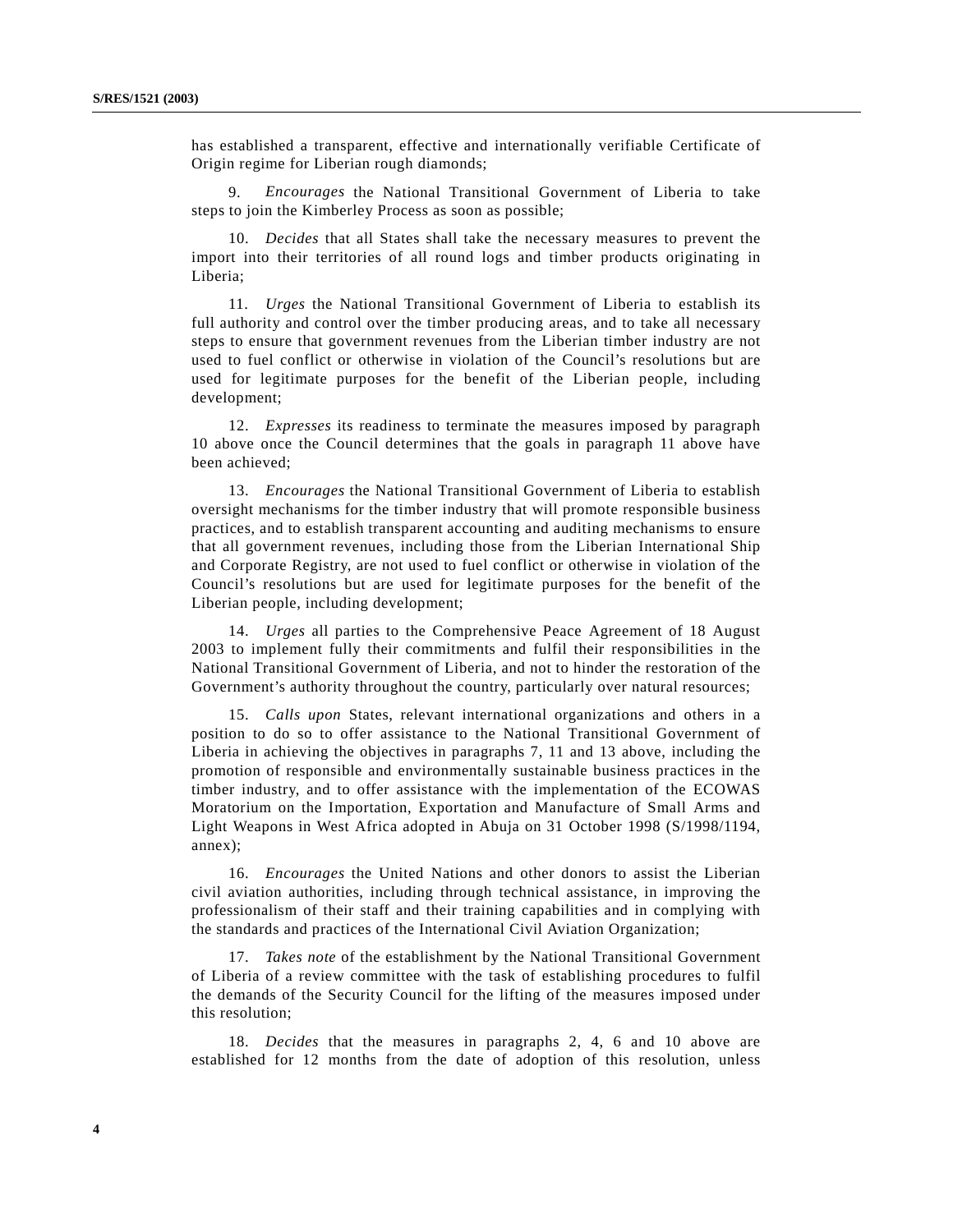has established a transparent, effective and internationally verifiable Certificate of Origin regime for Liberian rough diamonds;

9. *Encourages* the National Transitional Government of Liberia to take steps to join the Kimberley Process as soon as possible;

10. *Decides* that all States shall take the necessary measures to prevent the import into their territories of all round logs and timber products originating in Liberia;

11. *Urges* the National Transitional Government of Liberia to establish its full authority and control over the timber producing areas, and to take all necessary steps to ensure that government revenues from the Liberian timber industry are not used to fuel conflict or otherwise in violation of the Council's resolutions but are used for legitimate purposes for the benefit of the Liberian people, including development;

12. *Expresses* its readiness to terminate the measures imposed by paragraph 10 above once the Council determines that the goals in paragraph 11 above have been achieved;

13. *Encourages* the National Transitional Government of Liberia to establish oversight mechanisms for the timber industry that will promote responsible business practices, and to establish transparent accounting and auditing mechanisms to ensure that all government revenues, including those from the Liberian International Ship and Corporate Registry, are not used to fuel conflict or otherwise in violation of the Council's resolutions but are used for legitimate purposes for the benefit of the Liberian people, including development;

14. *Urges* all parties to the Comprehensive Peace Agreement of 18 August 2003 to implement fully their commitments and fulfil their responsibilities in the National Transitional Government of Liberia, and not to hinder the restoration of the Government's authority throughout the country, particularly over natural resources;

15. *Calls upon* States, relevant international organizations and others in a position to do so to offer assistance to the National Transitional Government of Liberia in achieving the objectives in paragraphs 7, 11 and 13 above, including the promotion of responsible and environmentally sustainable business practices in the timber industry, and to offer assistance with the implementation of the ECOWAS Moratorium on the Importation, Exportation and Manufacture of Small Arms and Light Weapons in West Africa adopted in Abuja on 31 October 1998 (S/1998/1194, annex);

16. *Encourages* the United Nations and other donors to assist the Liberian civil aviation authorities, including through technical assistance, in improving the professionalism of their staff and their training capabilities and in complying with the standards and practices of the International Civil Aviation Organization;

17. *Takes note* of the establishment by the National Transitional Government of Liberia of a review committee with the task of establishing procedures to fulfil the demands of the Security Council for the lifting of the measures imposed under this resolution;

18. *Decides* that the measures in paragraphs 2, 4, 6 and 10 above are established for 12 months from the date of adoption of this resolution, unless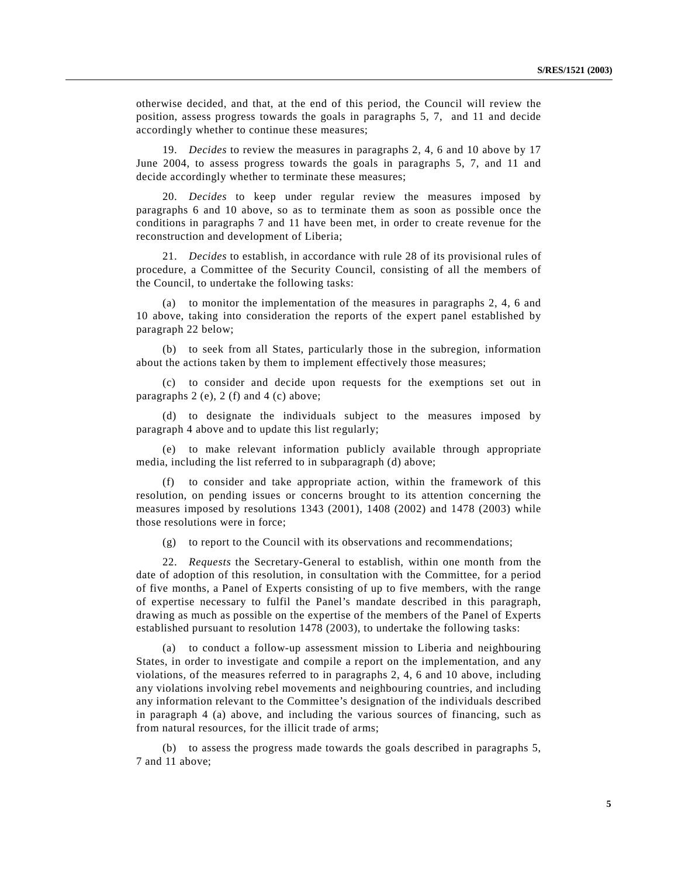otherwise decided, and that, at the end of this period, the Council will review the position, assess progress towards the goals in paragraphs 5, 7, and 11 and decide accordingly whether to continue these measures;

19. *Decides* to review the measures in paragraphs 2, 4, 6 and 10 above by 17 June 2004, to assess progress towards the goals in paragraphs 5, 7, and 11 and decide accordingly whether to terminate these measures;

20. *Decides* to keep under regular review the measures imposed by paragraphs 6 and 10 above, so as to terminate them as soon as possible once the conditions in paragraphs 7 and 11 have been met, in order to create revenue for the reconstruction and development of Liberia;

21. *Decides* to establish, in accordance with rule 28 of its provisional rules of procedure, a Committee of the Security Council, consisting of all the members of the Council, to undertake the following tasks:

(a) to monitor the implementation of the measures in paragraphs 2, 4, 6 and 10 above, taking into consideration the reports of the expert panel established by paragraph 22 below;

(b) to seek from all States, particularly those in the subregion, information about the actions taken by them to implement effectively those measures;

(c) to consider and decide upon requests for the exemptions set out in paragraphs 2 (e), 2 (f) and 4 (c) above;

(d) to designate the individuals subject to the measures imposed by paragraph 4 above and to update this list regularly;

(e) to make relevant information publicly available through appropriate media, including the list referred to in subparagraph (d) above;

(f) to consider and take appropriate action, within the framework of this resolution, on pending issues or concerns brought to its attention concerning the measures imposed by resolutions 1343 (2001), 1408 (2002) and 1478 (2003) while those resolutions were in force;

(g) to report to the Council with its observations and recommendations;

22. *Requests* the Secretary-General to establish, within one month from the date of adoption of this resolution, in consultation with the Committee, for a period of five months, a Panel of Experts consisting of up to five members, with the range of expertise necessary to fulfil the Panel's mandate described in this paragraph, drawing as much as possible on the expertise of the members of the Panel of Experts established pursuant to resolution 1478 (2003), to undertake the following tasks:

(a) to conduct a follow-up assessment mission to Liberia and neighbouring States, in order to investigate and compile a report on the implementation, and any violations, of the measures referred to in paragraphs 2, 4, 6 and 10 above, including any violations involving rebel movements and neighbouring countries, and including any information relevant to the Committee's designation of the individuals described in paragraph 4 (a) above, and including the various sources of financing, such as from natural resources, for the illicit trade of arms;

(b) to assess the progress made towards the goals described in paragraphs 5, 7 and 11 above;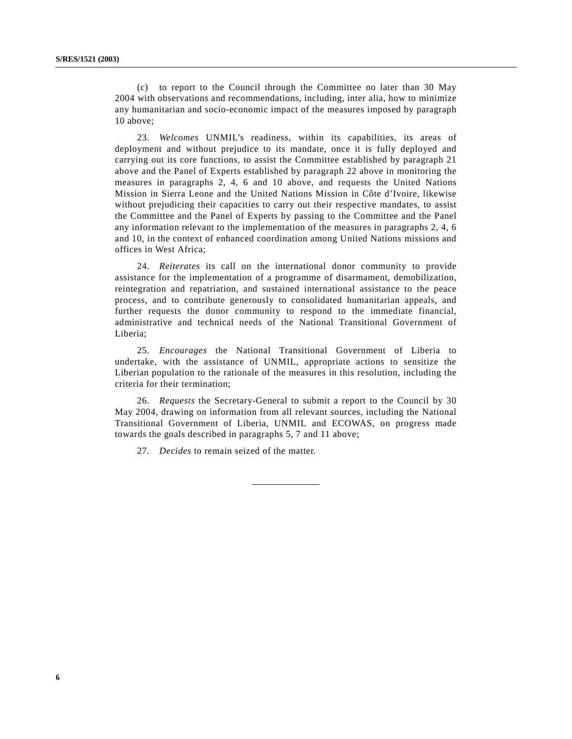(c) to report to the Council through the Committee no later than 30 May 2004 with observations and recommendations, including, inter alia, how to minimize any humanitarian and socio-economic impact of the measures imposed by paragraph 10 above;

23. *Welcomes* UNMIL's readiness, within its capabilities, its areas of deployment and without prejudice to its mandate, once it is fully deployed and carrying out its core functions, to assist the Committee established by paragraph 21 above and the Panel of Experts established by paragraph 22 above in monitoring the measures in paragraphs 2, 4, 6 and 10 above, and requests the United Nations Mission in Sierra Leone and the United Nations Mission in Côte d'Ivoire, likewise without prejudicing their capacities to carry out their respective mandates, to assist the Committee and the Panel of Experts by passing to the Committee and the Panel any information relevant to the implementation of the measures in paragraphs 2, 4, 6 and 10, in the context of enhanced coordination among United Nations missions and offices in West Africa;

24. *Reiterates* its call on the international donor community to provide assistance for the implementation of a programme of disarmament, demobilization, reintegration and repatriation, and sustained international assistance to the peace process, and to contribute generously to consolidated humanitarian appeals, and further requests the donor community to respond to the immediate financial, administrative and technical needs of the National Transitional Government of Liberia;

25. *Encourages* the National Transitional Government of Liberia to undertake, with the assistance of UNMIL, appropriate actions to sensitize the Liberian population to the rationale of the measures in this resolution, including the criteria for their termination;

26. *Requests* the Secretary-General to submit a report to the Council by 30 May 2004, drawing on information from all relevant sources, including the National Transitional Government of Liberia, UNMIL and ECOWAS, on progress made towards the goals described in paragraphs 5, 7 and 11 above;

27. *Decides* to remain seized of the matter.